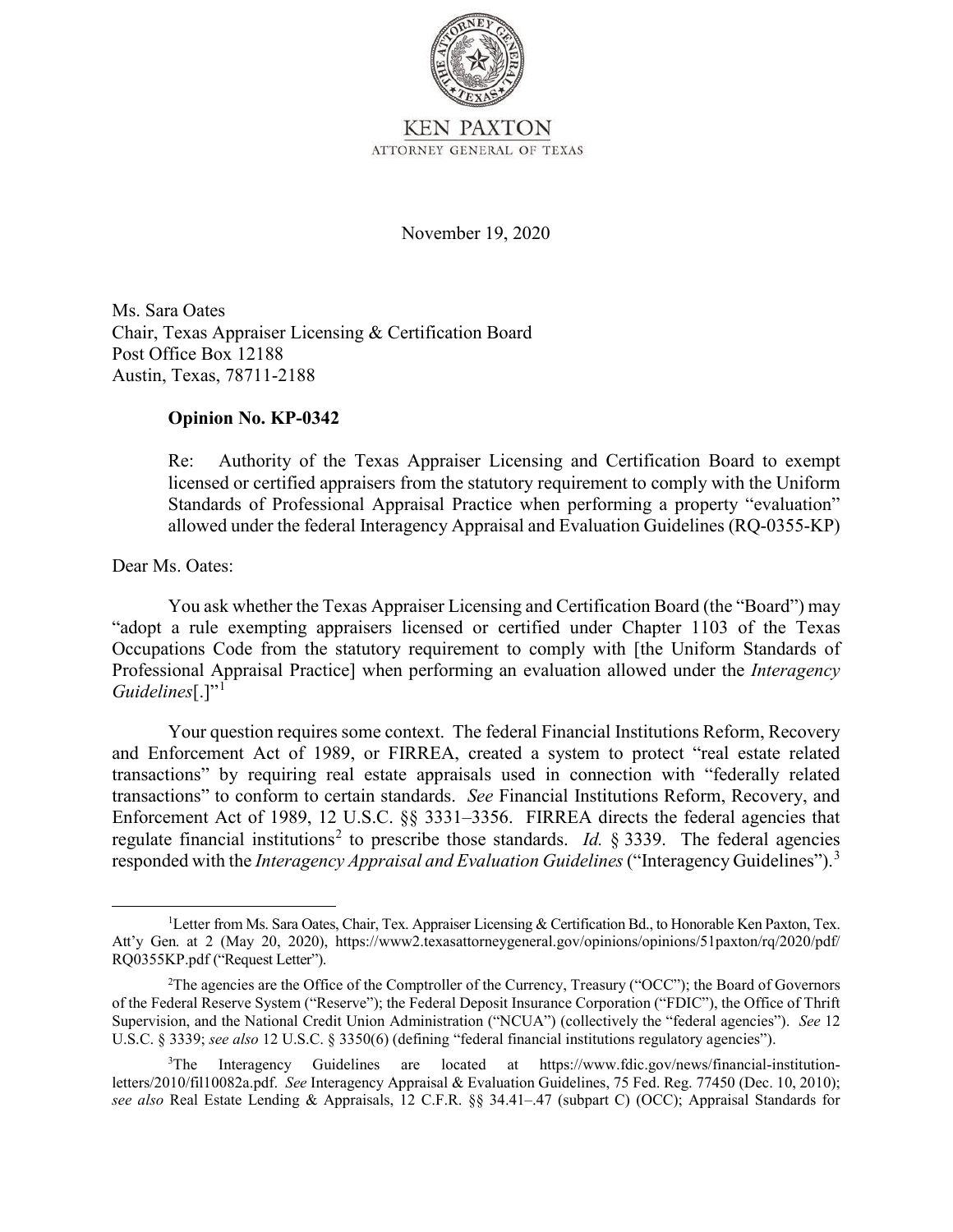KEN PAXTON
ATTORNEY GENERAL OF TEXAS

November 19, 2020

Ms. Sara Oates
Chair, Texas Appraiser Licensing & Certification Board
Post Office Box 12188
Austin, Texas, 78711-2188

**Opinion No. KP-0342**

Re: Authority of the Texas Appraiser Licensing and Certification Board to exempt licensed or certified appraisers from the statutory requirement to comply with the Uniform Standards of Professional Appraisal Practice when performing a property "evaluation" allowed under the federal Interagency Appraisal and Evaluation Guidelines (RQ-0355-KP)

Dear Ms. Oates:

You ask whether the Texas Appraiser Licensing and Certification Board (the "Board") may "adopt a rule exempting appraisers licensed or certified under Chapter 1103 of the Texas Occupations Code from the statutory requirement to comply with [the Uniform Standards of Professional Appraisal Practice] when performing an evaluation allowed under the *Interagency Guidelines*[.]"[1]

Your question requires some context. The federal Financial Institutions Reform, Recovery and Enforcement Act of 1989, or FIRREA, created a system to protect "real estate related transactions" by requiring real estate appraisals used in connection with "federally related transactions" to conform to certain standards. *See* Financial Institutions Reform, Recovery, and Enforcement Act of 1989, 12 U.S.C. §§ 3331–3356. FIRREA directs the federal agencies that regulate financial institutions[2] to prescribe those standards. *Id.* § 3339. The federal agencies responded with the *Interagency Appraisal and Evaluation Guidelines* ("Interagency Guidelines").[3]

---

[1]Letter from Ms. Sara Oates, Chair, Tex. Appraiser Licensing & Certification Bd., to Honorable Ken Paxton, Tex. Att'y Gen. at 2 (May 20, 2020), https://www2.texasattorneygeneral.gov/opinions/opinions/51paxton/rq/2020/pdf/RQ0355KP.pdf ("Request Letter").

[2]The agencies are the Office of the Comptroller of the Currency, Treasury ("OCC"); the Board of Governors of the Federal Reserve System ("Reserve"); the Federal Deposit Insurance Corporation ("FDIC"), the Office of Thrift Supervision, and the National Credit Union Administration ("NCUA") (collectively the "federal agencies"). *See* 12 U.S.C. § 3339; *see also* 12 U.S.C. § 3350(6) (defining "federal financial institutions regulatory agencies").

[3]The Interagency Guidelines are located at https://www.fdic.gov/news/financial-institution-letters/2010/fil10082a.pdf. *See* Interagency Appraisal & Evaluation Guidelines, 75 Fed. Reg. 77450 (Dec. 10, 2010); *see also* Real Estate Lending & Appraisals, 12 C.F.R. §§ 34.41–.47 (subpart C) (OCC); Appraisal Standards for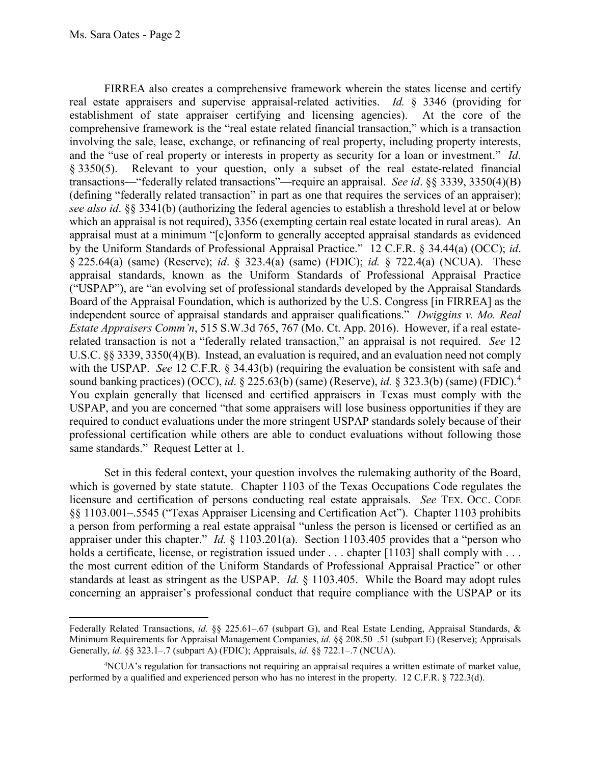FIRREA also creates a comprehensive framework wherein the states license and certify real estate appraisers and supervise appraisal-related activities. *Id.* § 3346 (providing for establishment of state appraiser certifying and licensing agencies). At the core of the comprehensive framework is the "real estate related financial transaction," which is a transaction involving the sale, lease, exchange, or refinancing of real property, including property interests, and the "use of real property or interests in property as security for a loan or investment." *Id*. § 3350(5). Relevant to your question, only a subset of the real estate-related financial transactions—"federally related transactions"—require an appraisal. *See id*. §§ 3339, 3350(4)(B) (defining "federally related transaction" in part as one that requires the services of an appraiser); *see also id*. §§ 3341(b) (authorizing the federal agencies to establish a threshold level at or below which an appraisal is not required), 3356 (exempting certain real estate located in rural areas). An appraisal must at a minimum "[c]onform to generally accepted appraisal standards as evidenced by the Uniform Standards of Professional Appraisal Practice." 12 C.F.R. § 34.44(a) (OCC); *id*. § 225.64(a) (same) (Reserve); *id*. § 323.4(a) (same) (FDIC); *id.* § 722.4(a) (NCUA). These appraisal standards, known as the Uniform Standards of Professional Appraisal Practice ("USPAP"), are "an evolving set of professional standards developed by the Appraisal Standards Board of the Appraisal Foundation, which is authorized by the U.S. Congress [in FIRREA] as the independent source of appraisal standards and appraiser qualifications." *Dwiggins v. Mo. Real Estate Appraisers Comm'n*, 515 S.W.3d 765, 767 (Mo. Ct. App. 2016). However, if a real estate-related transaction is not a "federally related transaction," an appraisal is not required. *See* 12 U.S.C. §§ 3339, 3350(4)(B). Instead, an evaluation is required, and an evaluation need not comply with the USPAP. *See* 12 C.F.R. § 34.43(b) (requiring the evaluation be consistent with safe and sound banking practices) (OCC), *id*. § 225.63(b) (same) (Reserve), *id.* § 323.3(b) (same) (FDIC).[4] You explain generally that licensed and certified appraisers in Texas must comply with the USPAP, and you are concerned "that some appraisers will lose business opportunities if they are required to conduct evaluations under the more stringent USPAP standards solely because of their professional certification while others are able to conduct evaluations without following those same standards." Request Letter at 1.

Set in this federal context, your question involves the rulemaking authority of the Board, which is governed by state statute. Chapter 1103 of the Texas Occupations Code regulates the licensure and certification of persons conducting real estate appraisals. *See* TEX. OCC. CODE §§ 1103.001–.5545 ("Texas Appraiser Licensing and Certification Act"). Chapter 1103 prohibits a person from performing a real estate appraisal "unless the person is licensed or certified as an appraiser under this chapter." *Id.* § 1103.201(a). Section 1103.405 provides that a "person who holds a certificate, license, or registration issued under . . . chapter [1103] shall comply with . . . the most current edition of the Uniform Standards of Professional Appraisal Practice" or other standards at least as stringent as the USPAP. *Id.* § 1103.405. While the Board may adopt rules concerning an appraiser's professional conduct that require compliance with the USPAP or its

---

Federally Related Transactions, *id.* §§ 225.61–.67 (subpart G), and Real Estate Lending, Appraisal Standards, & Minimum Requirements for Appraisal Management Companies, *id.* §§ 208.50–.51 (subpart E) (Reserve); Appraisals Generally, *id*. §§ 323.1–.7 (subpart A) (FDIC); Appraisals, *id*. §§ 722.1–.7 (NCUA).

[4] NCUA's regulation for transactions not requiring an appraisal requires a written estimate of market value, performed by a qualified and experienced person who has no interest in the property. 12 C.F.R. § 722.3(d).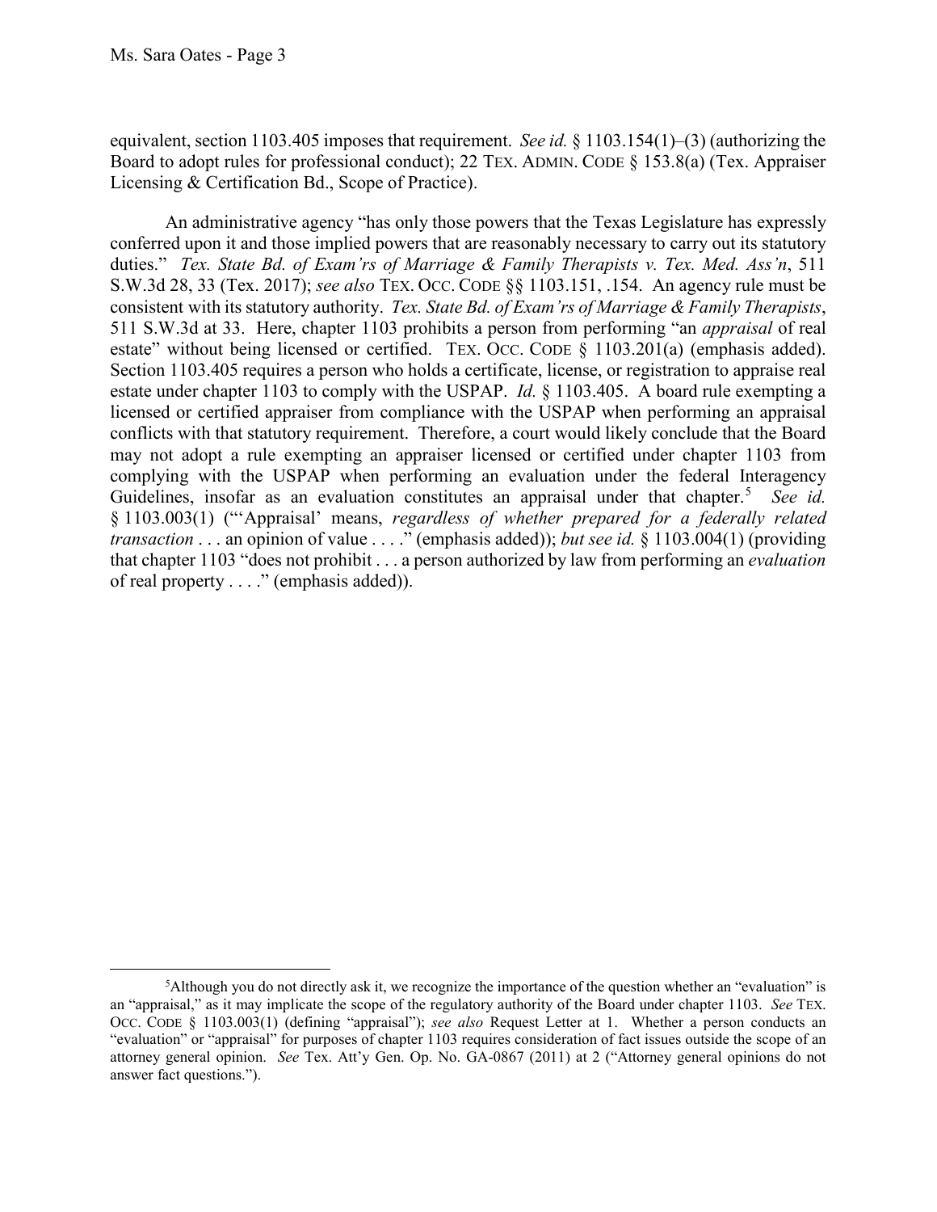equivalent, section 1103.405 imposes that requirement. *See id.* § 1103.154(1)–(3) (authorizing the Board to adopt rules for professional conduct); 22 TEX. ADMIN. CODE § 153.8(a) (Tex. Appraiser Licensing & Certification Bd., Scope of Practice).

An administrative agency "has only those powers that the Texas Legislature has expressly conferred upon it and those implied powers that are reasonably necessary to carry out its statutory duties." *Tex. State Bd. of Exam'rs of Marriage & Family Therapists v. Tex. Med. Ass'n*, 511 S.W.3d 28, 33 (Tex. 2017); *see also* TEX. OCC. CODE §§ 1103.151, .154. An agency rule must be consistent with its statutory authority. *Tex. State Bd. of Exam'rs of Marriage & Family Therapists*, 511 S.W.3d at 33. Here, chapter 1103 prohibits a person from performing "an *appraisal* of real estate" without being licensed or certified. TEX. OCC. CODE § 1103.201(a) (emphasis added). Section 1103.405 requires a person who holds a certificate, license, or registration to appraise real estate under chapter 1103 to comply with the USPAP. *Id.* § 1103.405. A board rule exempting a licensed or certified appraiser from compliance with the USPAP when performing an appraisal conflicts with that statutory requirement. Therefore, a court would likely conclude that the Board may not adopt a rule exempting an appraiser licensed or certified under chapter 1103 from complying with the USPAP when performing an evaluation under the federal Interagency Guidelines, insofar as an evaluation constitutes an appraisal under that chapter.[5] *See id.* § 1103.003(1) ("'Appraisal' means, *regardless of whether prepared for a federally related transaction* . . . an opinion of value . . . ." (emphasis added)); *but see id.* § 1103.004(1) (providing that chapter 1103 "does not prohibit . . . a person authorized by law from performing an *evaluation* of real property . . . ." (emphasis added)).

---

[5]Although you do not directly ask it, we recognize the importance of the question whether an "evaluation" is an "appraisal," as it may implicate the scope of the regulatory authority of the Board under chapter 1103. *See* TEX. OCC. CODE § 1103.003(1) (defining "appraisal"); *see also* Request Letter at 1. Whether a person conducts an "evaluation" or "appraisal" for purposes of chapter 1103 requires consideration of fact issues outside the scope of an attorney general opinion. *See* Tex. Att'y Gen. Op. No. GA-0867 (2011) at 2 ("Attorney general opinions do not answer fact questions.").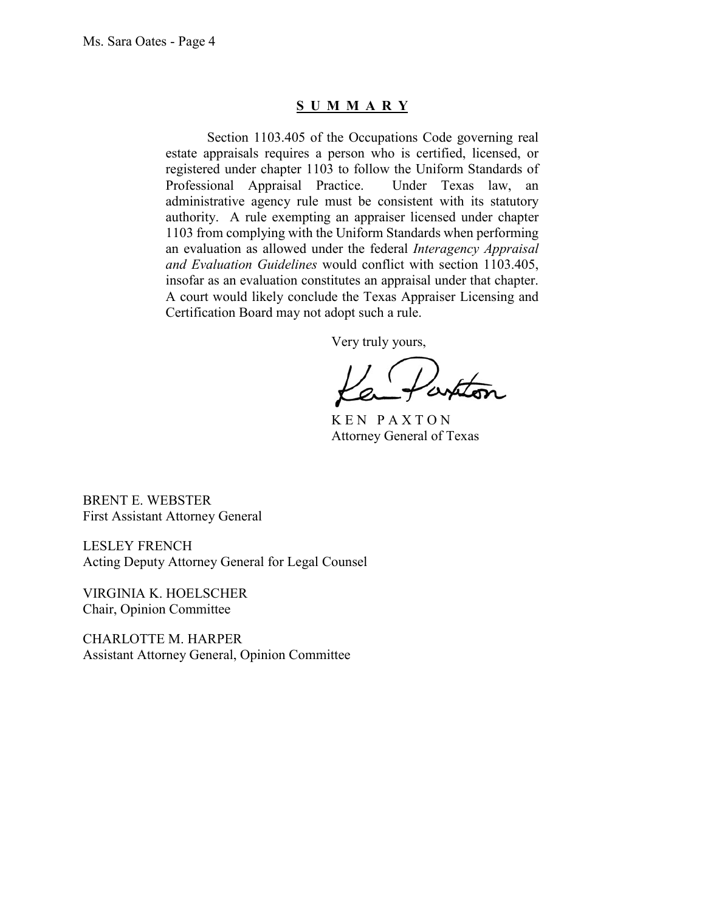## S U M M A R Y

Section 1103.405 of the Occupations Code governing real estate appraisals requires a person who is certified, licensed, or registered under chapter 1103 to follow the Uniform Standards of Professional Appraisal Practice. Under Texas law, an administrative agency rule must be consistent with its statutory authority. A rule exempting an appraiser licensed under chapter 1103 from complying with the Uniform Standards when performing an evaluation as allowed under the federal *Interagency Appraisal and Evaluation Guidelines* would conflict with section 1103.405, insofar as an evaluation constitutes an appraisal under that chapter. A court would likely conclude the Texas Appraiser Licensing and Certification Board may not adopt such a rule.

Very truly yours,

Ken Paxton

K E N P A X T O N
Attorney General of Texas

BRENT E. WEBSTER
First Assistant Attorney General

LESLEY FRENCH
Acting Deputy Attorney General for Legal Counsel

VIRGINIA K. HOELSCHER
Chair, Opinion Committee

CHARLOTTE M. HARPER
Assistant Attorney General, Opinion Committee